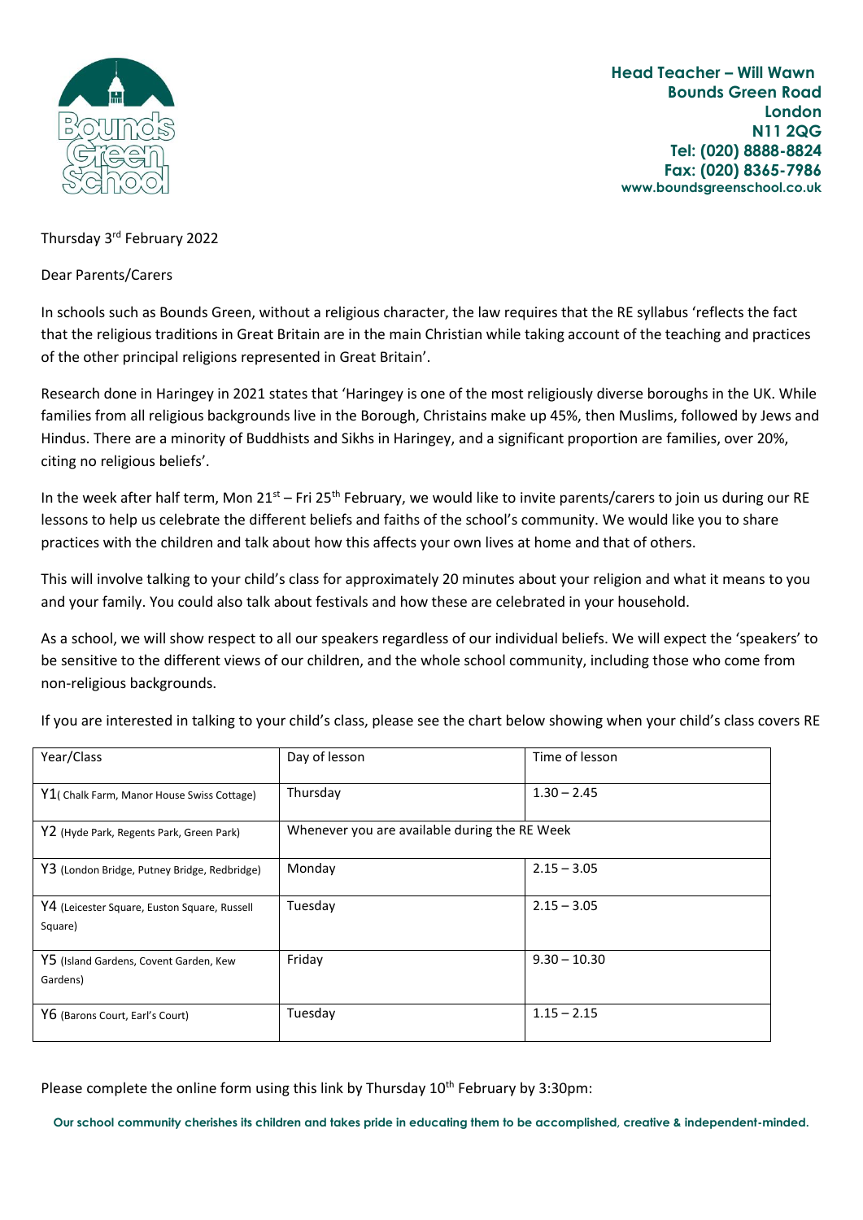**Head Teacher – Will Wawn**
**Bounds Green Road**
**London**
**N11 2QG**
**Tel: (020) 8888-8824**
**Fax: (020) 8365-7986**
**www.boundsgreenschool.co.uk**

Thursday 3rd February 2022

Dear Parents/Carers

In schools such as Bounds Green, without a religious character, the law requires that the RE syllabus 'reflects the fact that the religious traditions in Great Britain are in the main Christian while taking account of the teaching and practices of the other principal religions represented in Great Britain'.

Research done in Haringey in 2021 states that 'Haringey is one of the most religiously diverse boroughs in the UK. While families from all religious backgrounds live in the Borough, Christains make up 45%, then Muslims, followed by Jews and Hindus. There are a minority of Buddhists and Sikhs in Haringey, and a significant proportion are families, over 20%, citing no religious beliefs'.

In the week after half term, Mon 21st – Fri 25th February, we would like to invite parents/carers to join us during our RE lessons to help us celebrate the different beliefs and faiths of the school's community. We would like you to share practices with the children and talk about how this affects your own lives at home and that of others.

This will involve talking to your child's class for approximately 20 minutes about your religion and what it means to you and your family. You could also talk about festivals and how these are celebrated in your household.

As a school, we will show respect to all our speakers regardless of our individual beliefs. We will expect the 'speakers' to be sensitive to the different views of our children, and the whole school community, including those who come from non-religious backgrounds.

If you are interested in talking to your child's class, please see the chart below showing when your child's class covers RE

| Year/Class | Day of lesson | Time of lesson |
|---|---|---|
| Y1( Chalk Farm, Manor House Swiss Cottage) | Thursday | 1.30 – 2.45 |
| Y2 (Hyde Park, Regents Park, Green Park) | Whenever you are available during the RE Week | |
| Y3 (London Bridge, Putney Bridge, Redbridge) | Monday | 2.15 – 3.05 |
| Y4 (Leicester Square, Euston Square, Russell Square) | Tuesday | 2.15 – 3.05 |
| Y5 (Island Gardens, Covent Garden, Kew Gardens) | Friday | 9.30 – 10.30 |
| Y6 (Barons Court, Earl's Court) | Tuesday | 1.15 – 2.15 |

Please complete the online form using this link by Thursday 10th February by 3:30pm:

**Our school community cherishes its children and takes pride in educating them to be accomplished, creative & independent-minded.**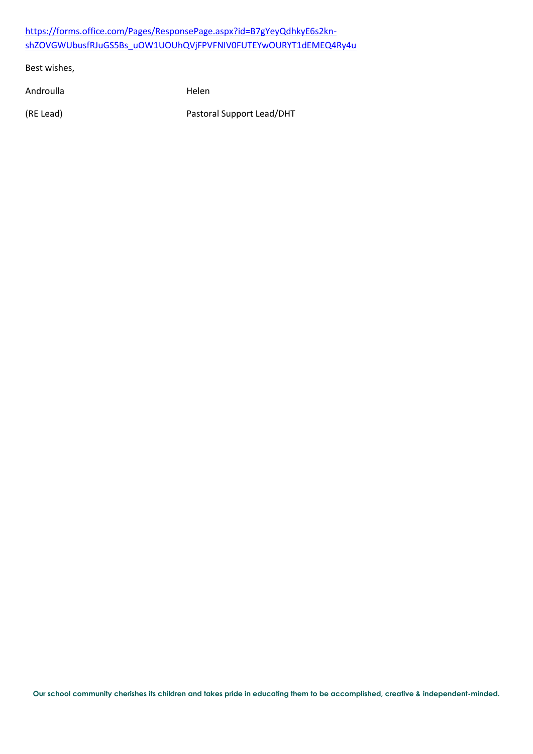https://forms.office.com/Pages/ResponsePage.aspx?id=B7gYeyQdhkyE6s2kn-shZOVGWUbusfRJuGS5Bs_uOW1UOUhQVjFPVFNIV0FUTEYwOURYT1dEMEQ4Ry4u

Best wishes,

| | |
|---|---|
| Androulla | Helen |
| (RE Lead) | Pastoral Support Lead/DHT |

**Our school community cherishes its children and takes pride in educating them to be accomplished, creative & independent-minded.**